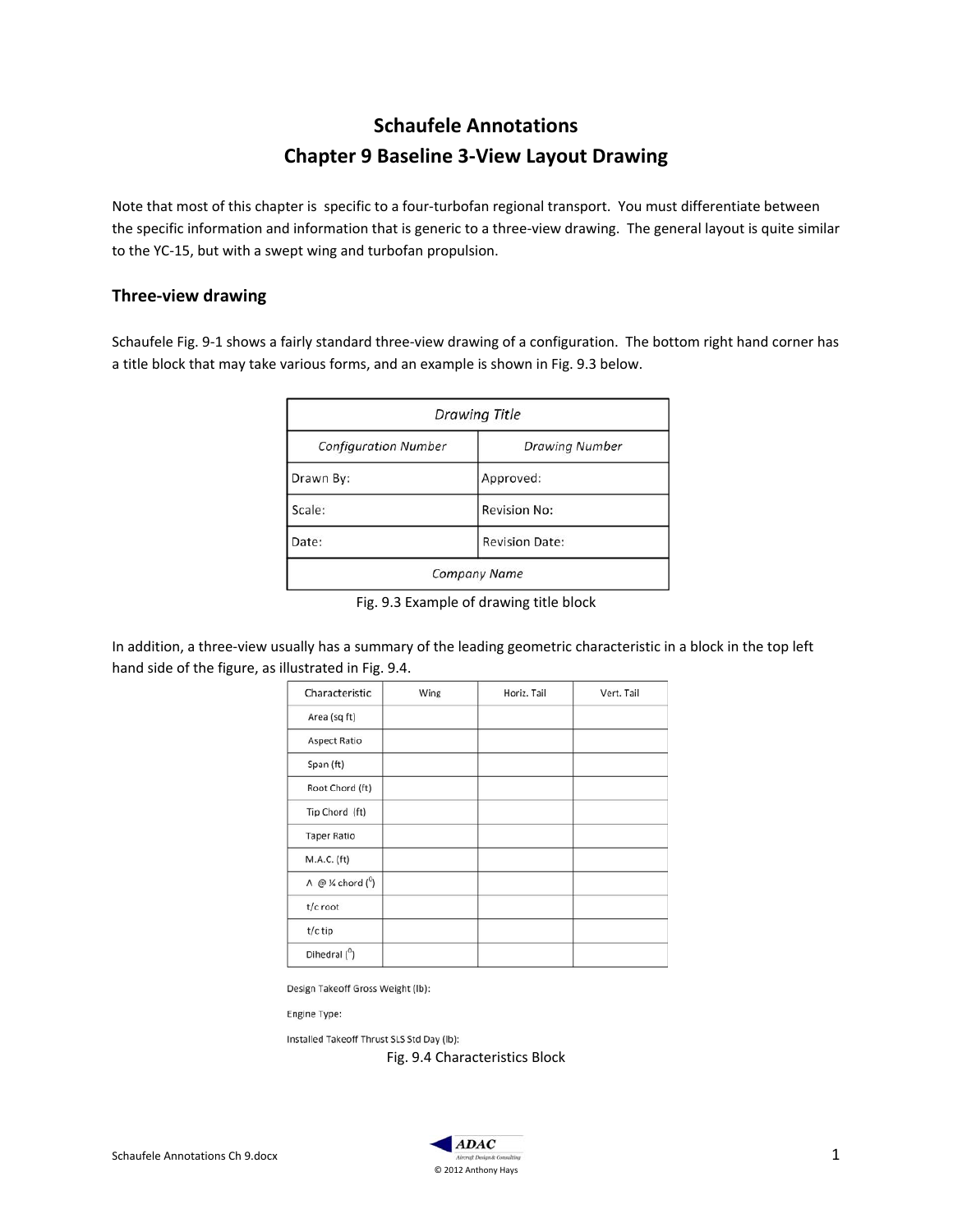# Schaufele Annotations
# Chapter 9 Baseline 3-View Layout Drawing

Note that most of this chapter is specific to a four-turbofan regional transport. You must differentiate between the specific information and information that is generic to a three-view drawing. The general layout is quite similar to the YC-15, but with a swept wing and turbofan propulsion.

## Three-view drawing

Schaufele Fig. 9-1 shows a fairly standard three-view drawing of a configuration. The bottom right hand corner has a title block that may take various forms, and an example is shown in Fig. 9.3 below.

| *Drawing Title* | |
|---|---|
| *Configuration Number* | *Drawing Number* |
| Drawn By: | Approved: |
| Scale: | Revision No: |
| Date: | Revision Date: |
| *Company Name* | |

Fig. 9.3 Example of drawing title block

In addition, a three-view usually has a summary of the leading geometric characteristic in a block in the top left hand side of the figure, as illustrated in Fig. 9.4.

| Characteristic | Wing | Horiz. Tail | Vert. Tail |
|---|---|---|---|
| Area (sq ft) | | | |
| Aspect Ratio | | | |
| Span (ft) | | | |
| Root Chord (ft) | | | |
| Tip Chord (ft) | | | |
| Taper Ratio | | | |
| M.A.C. (ft) | | | |
| $\Lambda$ @ ¼ chord ($^0$) | | | |
| t/c root | | | |
| t/c tip | | | |
| Dihedral ($^0$) | | | |

Design Takeoff Gross Weight (lb):

Engine Type:

Installed Takeoff Thrust SLS Std Day (lb):

Fig. 9.4 Characteristics Block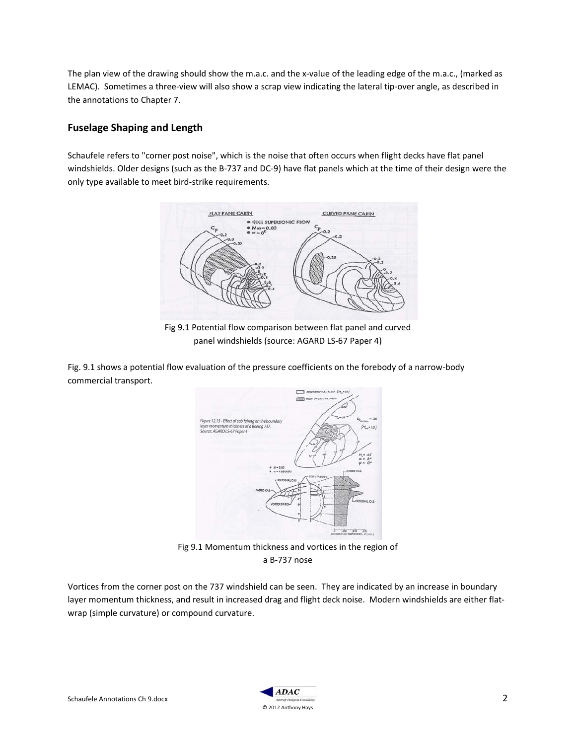The plan view of the drawing should show the m.a.c. and the x-value of the leading edge of the m.a.c., (marked as LEMAC). Sometimes a three-view will also show a scrap view indicating the lateral tip-over angle, as described in the annotations to Chapter 7.

## Fuselage Shaping and Length

Schaufele refers to "corner post noise", which is the noise that often occurs when flight decks have flat panel windshields. Older designs (such as the B-737 and DC-9) have flat panels which at the time of their design were the only type available to meet bird-strike requirements.

Fig 9.1 Potential flow comparison between flat panel and curved panel windshields (source: AGARD LS-67 Paper 4)

Fig. 9.1 shows a potential flow evaluation of the pressure coefficients on the forebody of a narrow-body commercial transport.

Fig 9.1 Momentum thickness and vortices in the region of a B-737 nose

Vortices from the corner post on the 737 windshield can be seen. They are indicated by an increase in boundary layer momentum thickness, and result in increased drag and flight deck noise. Modern windshields are either flat-wrap (simple curvature) or compound curvature.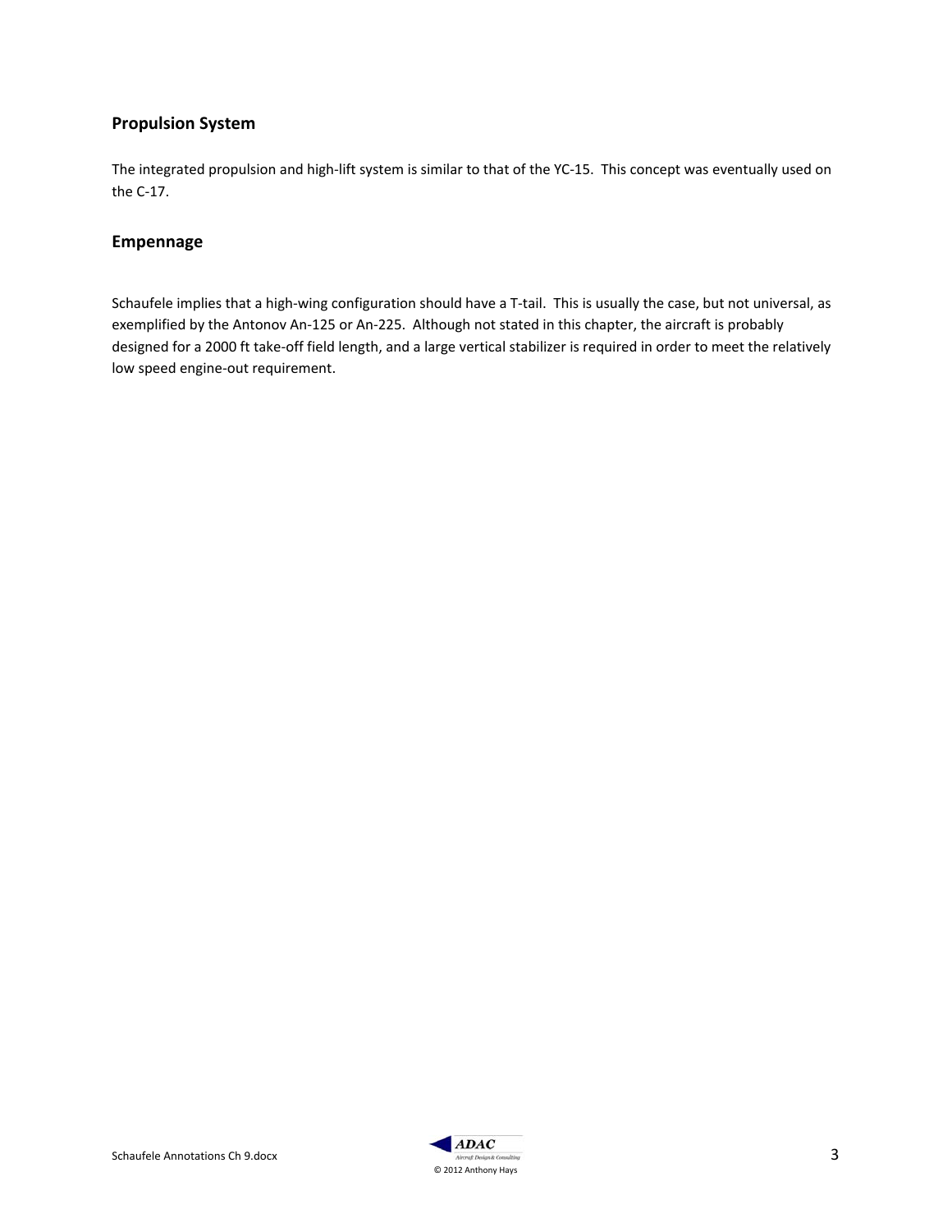## Propulsion System

The integrated propulsion and high-lift system is similar to that of the YC-15. This concept was eventually used on the C-17.

## Empennage

Schaufele implies that a high-wing configuration should have a T-tail. This is usually the case, but not universal, as exemplified by the Antonov An-125 or An-225. Although not stated in this chapter, the aircraft is probably designed for a 2000 ft take-off field length, and a large vertical stabilizer is required in order to meet the relatively low speed engine-out requirement.